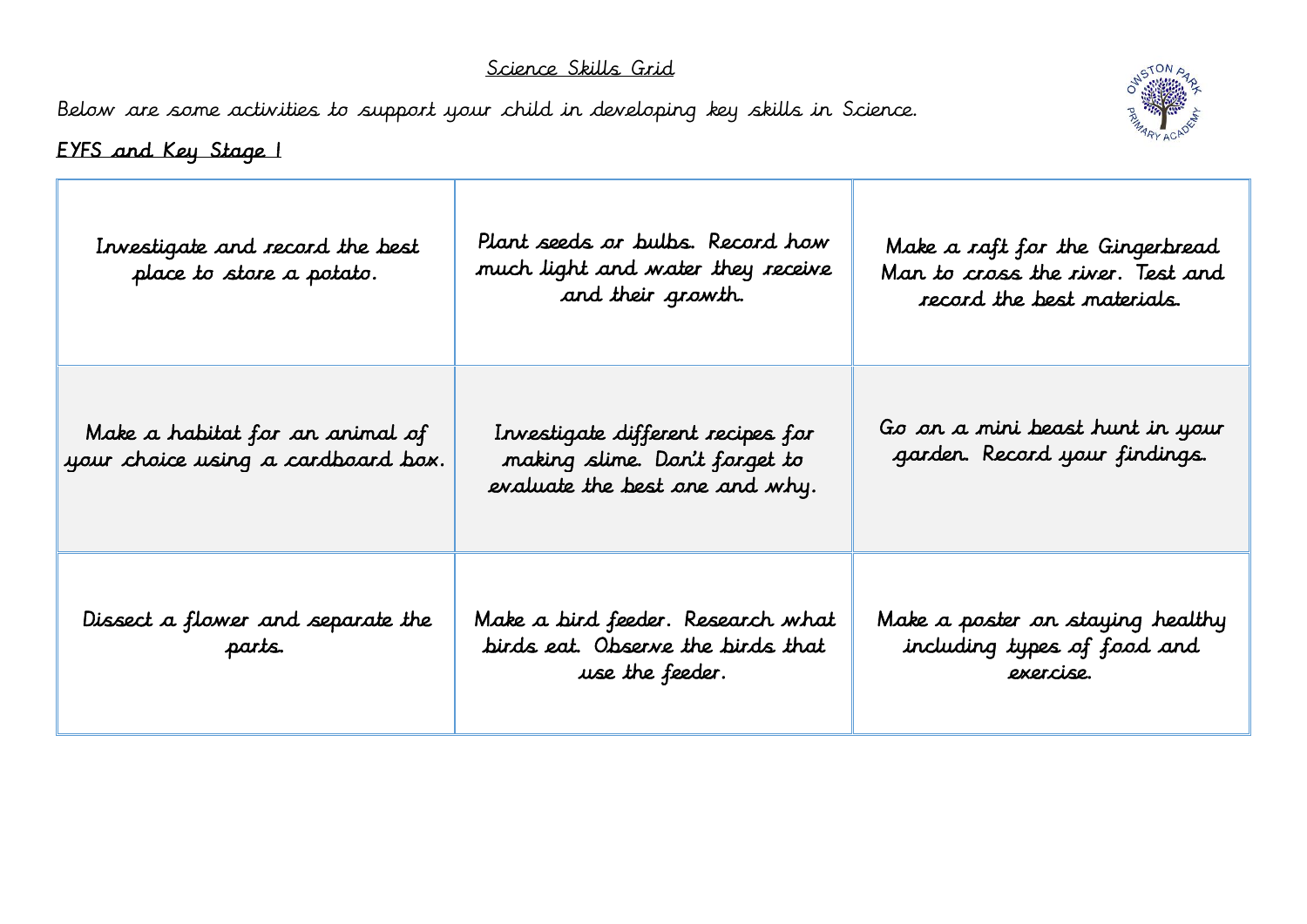# Science Skills Grid

Below are some activities to support your child in developing key skills in Science.

## EYFS and Key Stage 1

| | | |
|---|---|---|
| Investigate and record the best place to store a potato. | Plant seeds or bulbs. Record how much light and water they receive and their growth. | Make a raft for the Gingerbread Man to cross the river. Test and record the best materials. |
| Make a habitat for an animal of your choice using a cardboard box. | Investigate different recipes for making slime. Don't forget to evaluate the best one and why. | Go on a mini beast hunt in your garden. Record your findings. |
| Dissect a flower and separate the parts. | Make a bird feeder. Research what birds eat. Observe the birds that use the feeder. | Make a poster on staying healthy including types of food and exercise. |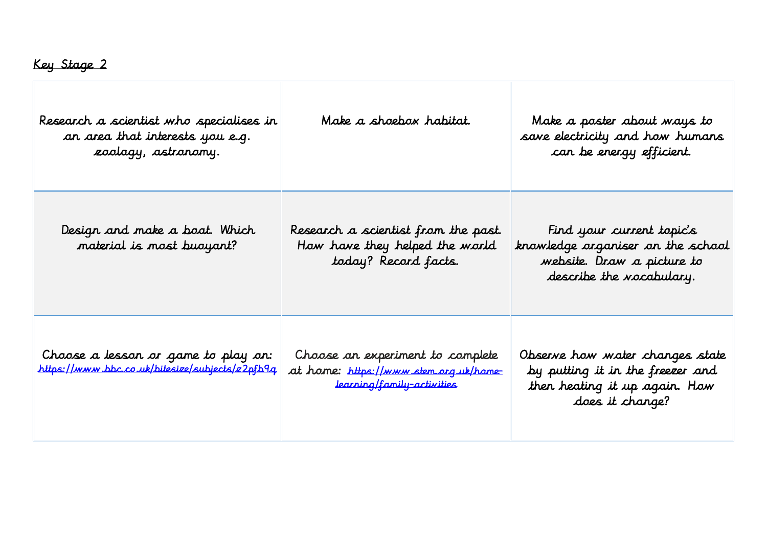Key Stage 2

| | | |
|---|---|---|
| Research a scientist who specialises in an area that interests you e.g. zoology, astronomy. | Make a shoebox habitat. | Make a poster about ways to save electricity and how humans can be energy efficient. |
| Design and make a boat. Which material is most buoyant? | Research a scientist from the past. How have they helped the world today? Record facts. | Find your current topic's knowledge organiser on the school website. Draw a picture to describe the vocabulary. |
| Choose a lesson or game to play on: https://www.bbc.co.uk/bitesize/subjects/z2pfb9q | Choose an experiment to complete at home: https://www.stem.org.uk/home-learning/family-activities | Observe how water changes state by putting it in the freezer and then heating it up again. How does it change? |